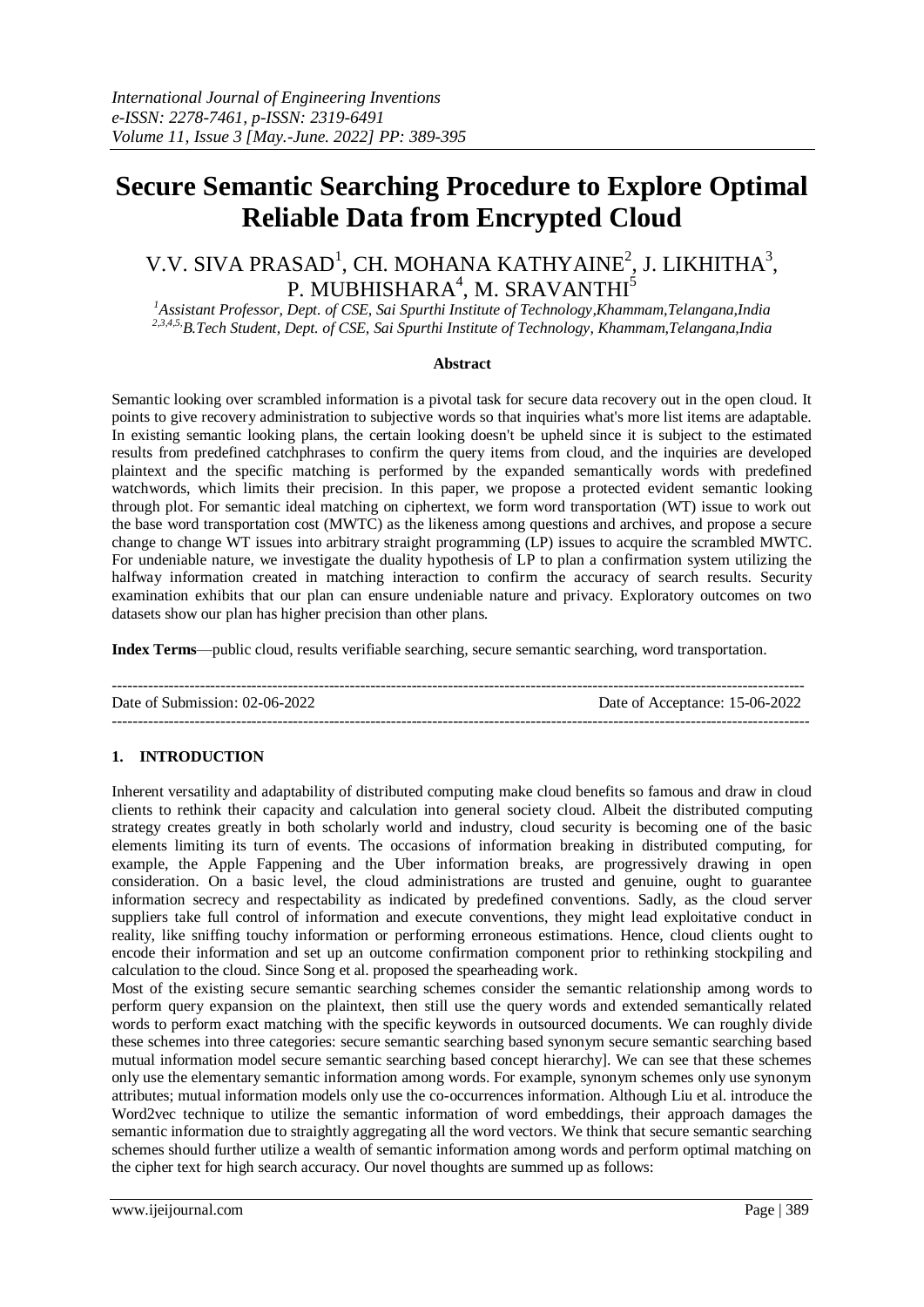# Secure Semantic Searching Procedure to Explore Optimal Reliable Data from Encrypted Cloud

V.V. SIVA PRASAD[1], CH. MOHANA KATHYAINE[2], J. LIKHITHA[3], P. MUBHISHARA[4], M. SRAVANTHI[5]

[1]*Assistant Professor, Dept. of CSE, Sai Spurthi Institute of Technology,Khammam,Telangana,India*
[2,3,4,5,]*B.Tech Student, Dept. of CSE, Sai Spurthi Institute of Technology, Khammam,Telangana,India*

**Abstract**

Semantic looking over scrambled information is a pivotal task for secure data recovery out in the open cloud. It points to give recovery administration to subjective words so that inquiries what's more list items are adaptable. In existing semantic looking plans, the certain looking doesn't be upheld since it is subject to the estimated results from predefined catchphrases to confirm the query items from cloud, and the inquiries are developed plaintext and the specific matching is performed by the expanded semantically words with predefined watchwords, which limits their precision. In this paper, we propose a protected evident semantic looking through plot. For semantic ideal matching on ciphertext, we form word transportation (WT) issue to work out the base word transportation cost (MWTC) as the likeness among questions and archives, and propose a secure change to change WT issues into arbitrary straight programming (LP) issues to acquire the scrambled MWTC. For undeniable nature, we investigate the duality hypothesis of LP to plan a confirmation system utilizing the halfway information created in matching interaction to confirm the accuracy of search results. Security examination exhibits that our plan can ensure undeniable nature and privacy. Exploratory outcomes on two datasets show our plan has higher precision than other plans.

**Index Terms**—public cloud, results verifiable searching, secure semantic searching, word transportation.

Date of Submission: 02-06-2022 Date of Acceptance: 15-06-2022

## 1. INTRODUCTION

Inherent versatility and adaptability of distributed computing make cloud benefits so famous and draw in cloud clients to rethink their capacity and calculation into general society cloud. Albeit the distributed computing strategy creates greatly in both scholarly world and industry, cloud security is becoming one of the basic elements limiting its turn of events. The occasions of information breaking in distributed computing, for example, the Apple Fappening and the Uber information breaks, are progressively drawing in open consideration. On a basic level, the cloud administrations are trusted and genuine, ought to guarantee information secrecy and respectability as indicated by predefined conventions. Sadly, as the cloud server suppliers take full control of information and execute conventions, they might lead exploitative conduct in reality, like sniffing touchy information or performing erroneous estimations. Hence, cloud clients ought to encode their information and set up an outcome confirmation component prior to rethinking stockpiling and calculation to the cloud. Since Song et al. proposed the spearheading work.

Most of the existing secure semantic searching schemes consider the semantic relationship among words to perform query expansion on the plaintext, then still use the query words and extended semantically related words to perform exact matching with the specific keywords in outsourced documents. We can roughly divide these schemes into three categories: secure semantic searching based synonym secure semantic searching based mutual information model secure semantic searching based concept hierarchy]. We can see that these schemes only use the elementary semantic information among words. For example, synonym schemes only use synonym attributes; mutual information models only use the co-occurrences information. Although Liu et al. introduce the Word2vec technique to utilize the semantic information of word embeddings, their approach damages the semantic information due to straightly aggregating all the word vectors. We think that secure semantic searching schemes should further utilize a wealth of semantic information among words and perform optimal matching on the cipher text for high search accuracy. Our novel thoughts are summed up as follows: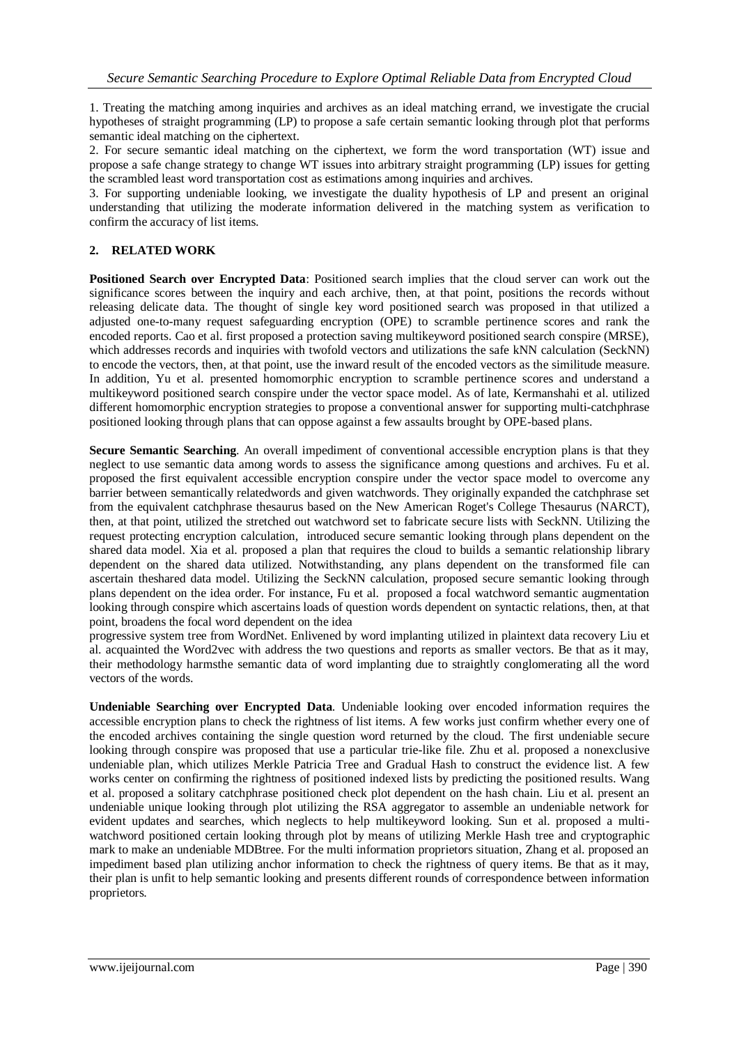1. Treating the matching among inquiries and archives as an ideal matching errand, we investigate the crucial hypotheses of straight programming (LP) to propose a safe certain semantic looking through plot that performs semantic ideal matching on the ciphertext.
2. For secure semantic ideal matching on the ciphertext, we form the word transportation (WT) issue and propose a safe change strategy to change WT issues into arbitrary straight programming (LP) issues for getting the scrambled least word transportation cost as estimations among inquiries and archives.
3. For supporting undeniable looking, we investigate the duality hypothesis of LP and present an original understanding that utilizing the moderate information delivered in the matching system as verification to confirm the accuracy of list items.

## 2. RELATED WORK

**Positioned Search over Encrypted Data**: Positioned search implies that the cloud server can work out the significance scores between the inquiry and each archive, then, at that point, positions the records without releasing delicate data. The thought of single key word positioned search was proposed in that utilized a adjusted one-to-many request safeguarding encryption (OPE) to scramble pertinence scores and rank the encoded reports. Cao et al. first proposed a protection saving multikeyword positioned search conspire (MRSE), which addresses records and inquiries with twofold vectors and utilizations the safe kNN calculation (SeckNN) to encode the vectors, then, at that point, use the inward result of the encoded vectors as the similitude measure. In addition, Yu et al. presented homomorphic encryption to scramble pertinence scores and understand a multikeyword positioned search conspire under the vector space model. As of late, Kermanshahi et al. utilized different homomorphic encryption strategies to propose a conventional answer for supporting multi-catchphrase positioned looking through plans that can oppose against a few assaults brought by OPE-based plans.

**Secure Semantic Searching**. An overall impediment of conventional accessible encryption plans is that they neglect to use semantic data among words to assess the significance among questions and archives. Fu et al. proposed the first equivalent accessible encryption conspire under the vector space model to overcome any barrier between semantically relatedwords and given watchwords. They originally expanded the catchphrase set from the equivalent catchphrase thesaurus based on the New American Roget's College Thesaurus (NARCT), then, at that point, utilized the stretched out watchword set to fabricate secure lists with SeckNN. Utilizing the request protecting encryption calculation, introduced secure semantic looking through plans dependent on the shared data model. Xia et al. proposed a plan that requires the cloud to builds a semantic relationship library dependent on the shared data utilized. Notwithstanding, any plans dependent on the transformed file can ascertain theshared data model. Utilizing the SeckNN calculation, proposed secure semantic looking through plans dependent on the idea order. For instance, Fu et al. proposed a focal watchword semantic augmentation looking through conspire which ascertains loads of question words dependent on syntactic relations, then, at that point, broadens the focal word dependent on the idea progressive system tree from WordNet. Enlivened by word implanting utilized in plaintext data recovery Liu et al. acquainted the Word2vec with address the two questions and reports as smaller vectors. Be that as it may, their methodology harmsthe semantic data of word implanting due to straightly conglomerating all the word vectors of the words.

**Undeniable Searching over Encrypted Data**. Undeniable looking over encoded information requires the accessible encryption plans to check the rightness of list items. A few works just confirm whether every one of the encoded archives containing the single question word returned by the cloud. The first undeniable secure looking through conspire was proposed that use a particular trie-like file. Zhu et al. proposed a nonexclusive undeniable plan, which utilizes Merkle Patricia Tree and Gradual Hash to construct the evidence list. A few works center on confirming the rightness of positioned indexed lists by predicting the positioned results. Wang et al. proposed a solitary catchphrase positioned check plot dependent on the hash chain. Liu et al. present an undeniable unique looking through plot utilizing the RSA aggregator to assemble an undeniable network for evident updates and searches, which neglects to help multikeyword looking. Sun et al. proposed a multi-watchword positioned certain looking through plot by means of utilizing Merkle Hash tree and cryptographic mark to make an undeniable MDBtree. For the multi information proprietors situation, Zhang et al. proposed an impediment based plan utilizing anchor information to check the rightness of query items. Be that as it may, their plan is unfit to help semantic looking and presents different rounds of correspondence between information proprietors.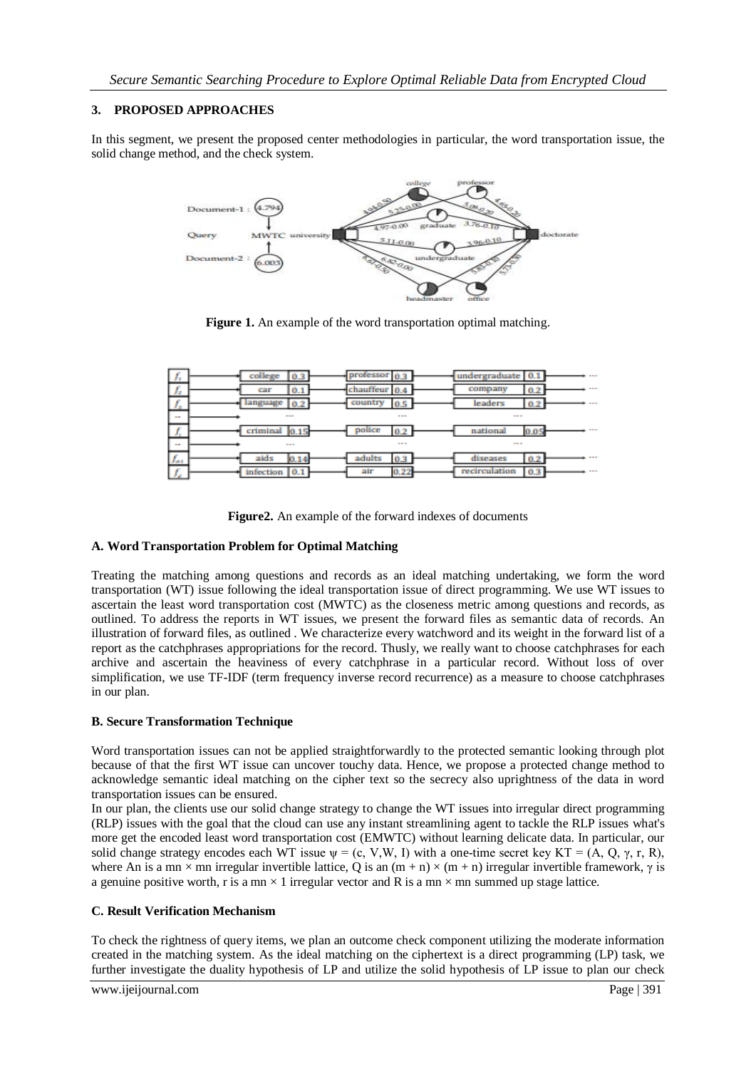## 3. PROPOSED APPROACHES

In this segment, we present the proposed center methodologies in particular, the word transportation issue, the solid change method, and the check system.

**Figure 1.** An example of the word transportation optimal matching.

**Figure2.** An example of the forward indexes of documents

### A. Word Transportation Problem for Optimal Matching

Treating the matching among questions and records as an ideal matching undertaking, we form the word transportation (WT) issue following the ideal transportation issue of direct programming. We use WT issues to ascertain the least word transportation cost (MWTC) as the closeness metric among questions and records, as outlined. To address the reports in WT issues, we present the forward files as semantic data of records. An illustration of forward files, as outlined . We characterize every watchword and its weight in the forward list of a report as the catchphrases appropriations for the record. Thusly, we really want to choose catchphrases for each archive and ascertain the heaviness of every catchphrase in a particular record. Without loss of over simplification, we use TF-IDF (term frequency inverse record recurrence) as a measure to choose catchphrases in our plan.

### B. Secure Transformation Technique

Word transportation issues can not be applied straightforwardly to the protected semantic looking through plot because of that the first WT issue can uncover touchy data. Hence, we propose a protected change method to acknowledge semantic ideal matching on the cipher text so the secrecy also uprightness of the data in word transportation issues can be ensured.

In our plan, the clients use our solid change strategy to change the WT issues into irregular direct programming (RLP) issues with the goal that the cloud can use any instant streamlining agent to tackle the RLP issues what's more get the encoded least word transportation cost (EMWTC) without learning delicate data. In particular, our solid change strategy encodes each WT issue $\psi = (c, V, W, I)$ with a one-time secret key $KT = (A, Q, \gamma, r, R)$, where An is a $mn \times mn$ irregular invertible lattice, Q is an $(m + n) \times (m + n)$ irregular invertible framework, $\gamma$ is a genuine positive worth, r is a $mn \times 1$ irregular vector and R is a $mn \times mn$ summed up stage lattice.

### C. Result Verification Mechanism

To check the rightness of query items, we plan an outcome check component utilizing the moderate information created in the matching system. As the ideal matching on the ciphertext is a direct programming (LP) task, we further investigate the duality hypothesis of LP and utilize the solid hypothesis of LP issue to plan our check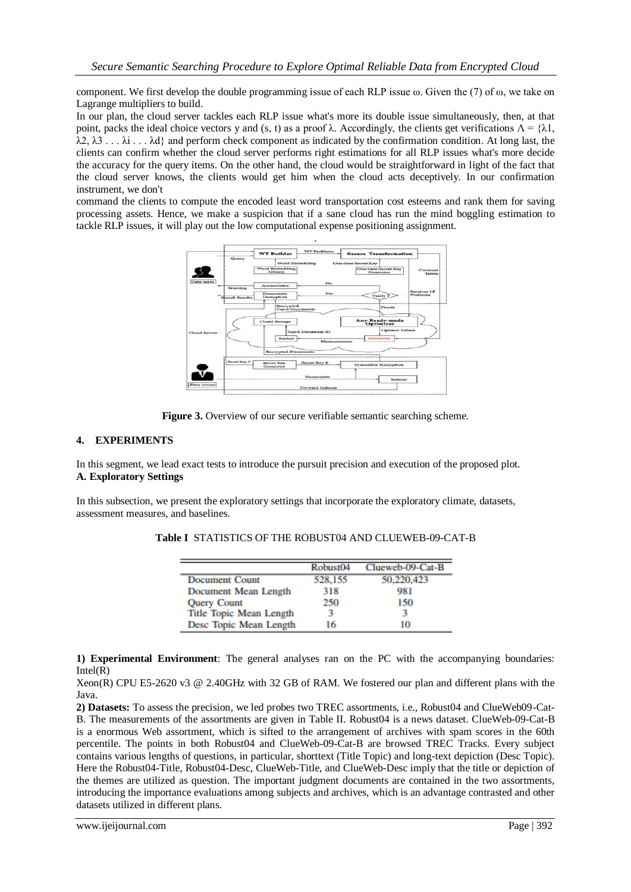component. We first develop the double programming issue of each RLP issue ω. Given the (7) of ω, we take on Lagrange multipliers to build.

In our plan, the cloud server tackles each RLP issue what's more its double issue simultaneously, then, at that point, packs the ideal choice vectors y and (s, t) as a proof λ. Accordingly, the clients get verifications $\Lambda = \{\lambda 1, \lambda 2, \lambda 3 \ldots \lambda i \ldots \lambda d\}$ and perform check component as indicated by the confirmation condition. At long last, the clients can confirm whether the cloud server performs right estimations for all RLP issues what's more decide the accuracy for the query items. On the other hand, the cloud would be straightforward in light of the fact that the cloud server knows, the clients would get him when the cloud acts deceptively. In our confirmation instrument, we don't

command the clients to compute the encoded least word transportation cost esteems and rank them for saving processing assets. Hence, we make a suspicion that if a sane cloud has run the mind boggling estimation to tackle RLP issues, it will play out the low computational expense positioning assignment.

**Figure 3.** Overview of our secure verifiable semantic searching scheme.

## 4. EXPERIMENTS

In this segment, we lead exact tests to introduce the pursuit precision and execution of the proposed plot.

### A. Exploratory Settings

In this subsection, we present the exploratory settings that incorporate the exploratory climate, datasets, assessment measures, and baselines.

**Table I** STATISTICS OF THE ROBUST04 AND CLUEWEB-09-CAT-B

| | Robust04 | Clueweb-09-Cat-B |
|---|---|---|
| Document Count | 528,155 | 50,220,423 |
| Document Mean Length | 318 | 981 |
| Query Count | 250 | 150 |
| Title Topic Mean Length | 3 | 3 |
| Desc Topic Mean Length | 16 | 10 |

**1) Experimental Environment**: The general analyses ran on the PC with the accompanying boundaries: Intel(R)
Xeon(R) CPU E5-2620 v3 @ 2.40GHz with 32 GB of RAM. We fostered our plan and different plans with the Java.

**2) Datasets:** To assess the precision, we led probes two TREC assortments, i.e., Robust04 and ClueWeb09-Cat-B. The measurements of the assortments are given in Table II. Robust04 is a news dataset. ClueWeb-09-Cat-B is a enormous Web assortment, which is sifted to the arrangement of archives with spam scores in the 60th percentile. The points in both Robust04 and ClueWeb-09-Cat-B are browsed TREC Tracks. Every subject contains various lengths of questions, in particular, shorttext (Title Topic) and long-text depiction (Desc Topic). Here the Robust04-Title, Robust04-Desc, ClueWeb-Title, and ClueWeb-Desc imply that the title or depiction of the themes are utilized as question. The important judgment documents are contained in the two assortments, introducing the importance evaluations among subjects and archives, which is an advantage contrasted and other datasets utilized in different plans.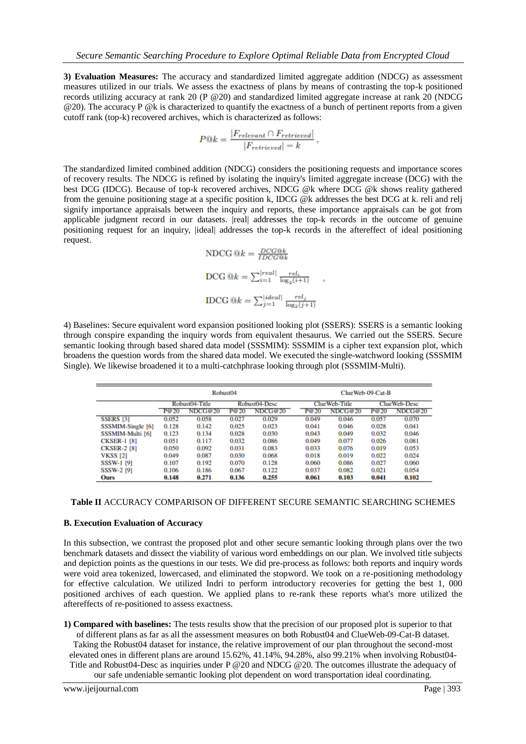**3) Evaluation Measures:** The accuracy and standardized limited aggregate addition (NDCG) as assessment measures utilized in our trials. We assess the exactness of plans by means of contrasting the top-k positioned records utilizing accuracy at rank 20 (P @20) and standardized limited aggregate increase at rank 20 (NDCG @20). The accuracy P @k is characterized to quantify the exactness of a bunch of pertinent reports from a given cutoff rank (top-k) recovered archives, which is characterized as follows:

$$P@k = \frac{|F_{relevant} \cap F_{retrieved}|}{|F_{retrieved}| = k},$$

The standardized limited combined addition (NDCG) considers the positioning requests and importance scores of recovery results. The NDCG is refined by isolating the inquiry's limited aggregate increase (DCG) with the best DCG (IDCG). Because of top-k recovered archives, NDCG @k where DCG @k shows reality gathered from the genuine positioning stage at a specific position k, IDCG @k addresses the best DCG at k. reli and relj signify importance appraisals between the inquiry and reports, these importance appraisals can be got from applicable judgment record in our datasets. |real| addresses the top-k records in the outcome of genuine positioning request for an inquiry, |ideal| addresses the top-k records in the aftereffect of ideal positioning request.

$$\text{NDCG } @k = \frac{DCG@k}{IDCG@k}$$

$$\text{DCG } @k = \sum_{i=1}^{|real|} \frac{rel_i}{\log_2(i+1)} \quad ,$$

$$\text{IDCG } @k = \sum_{j=1}^{|ideal|} \frac{rel_j}{\log_2(j+1)}$$

4) Baselines: Secure equivalent word expansion positioned looking plot (SSERS): SSERS is a semantic looking through conspire expanding the inquiry words from equivalent thesaurus. We carried out the SSERS. Secure semantic looking through based shared data model (SSSMIM): SSSMIM is a cipher text expansion plot, which broadens the question words from the shared data model. We executed the single-watchword looking (SSSMIM Single). We likewise broadened it to a multi-catchphrase looking through plot (SSSMIM-Multi).

| | Robust04 | | | | ClueWeb-09-Cat-B | | | |
|---|---|---|---|---|---|---|---|---|
| | Robust04-Title | | Robust04-Desc | | ClueWeb-Title | | ClueWeb-Desc | |
| | P@20 | NDCG@20 | P@20 | NDCG@20 | P@20 | NDCG@20 | P@20 | NDCG@20 |
| SSERS [3] | 0.052 | 0.058 | 0.027 | 0.029 | 0.049 | 0.046 | 0.057 | 0.070 |
| SSSMIM-Single [6] | 0.128 | 0.142 | 0.025 | 0.023 | 0.041 | 0.046 | 0.028 | 0.041 |
| SSSMIM-Multi [6] | 0.123 | 0.134 | 0.028 | 0.030 | 0.043 | 0.049 | 0.032 | 0.046 |
| CKSER-1 [8] | 0.051 | 0.117 | 0.032 | 0.086 | 0.049 | 0.077 | 0.026 | 0.081 |
| CKSER-2 [8] | 0.050 | 0.092 | 0.031 | 0.083 | 0.033 | 0.076 | 0.019 | 0.053 |
| VKSS [2] | 0.049 | 0.087 | 0.030 | 0.068 | 0.018 | 0.019 | 0.022 | 0.024 |
| SSSW-1 [9] | 0.107 | 0.192 | 0.070 | 0.128 | 0.060 | 0.086 | 0.027 | 0.060 |
| SSSW-2 [9] | 0.106 | 0.186 | 0.067 | 0.122 | 0.037 | 0.082 | 0.021 | 0.054 |
| **Ours** | **0.148** | **0.271** | **0.136** | **0.255** | **0.061** | **0.103** | **0.041** | **0.102** |

**Table II** ACCURACY COMPARISON OF DIFFERENT SECURE SEMANTIC SEARCHING SCHEMES

**B. Execution Evaluation of Accuracy**

In this subsection, we contrast the proposed plot and other secure semantic looking through plans over the two benchmark datasets and dissect the viability of various word embeddings on our plan. We involved title subjects and depiction points as the questions in our tests. We did pre-process as follows: both reports and inquiry words were void area tokenized, lowercased, and eliminated the stopword. We took on a re-positioning methodology for effective calculation. We utilized Indri to perform introductory recoveries for getting the best 1, 000 positioned archives of each question. We applied plans to re-rank these reports what's more utilized the aftereffects of re-positioned to assess exactness.

**1) Compared with baselines:** The tests results show that the precision of our proposed plot is superior to that of different plans as far as all the assessment measures on both Robust04 and ClueWeb-09-Cat-B dataset. Taking the Robust04 dataset for instance, the relative improvement of our plan throughout the second-most elevated ones in different plans are around 15.62%, 41.14%, 94.28%, also 99.21% when involving Robust04-Title and Robust04-Desc as inquiries under P @20 and NDCG @20. The outcomes illustrate the adequacy of our safe undeniable semantic looking plot dependent on word transportation ideal coordinating.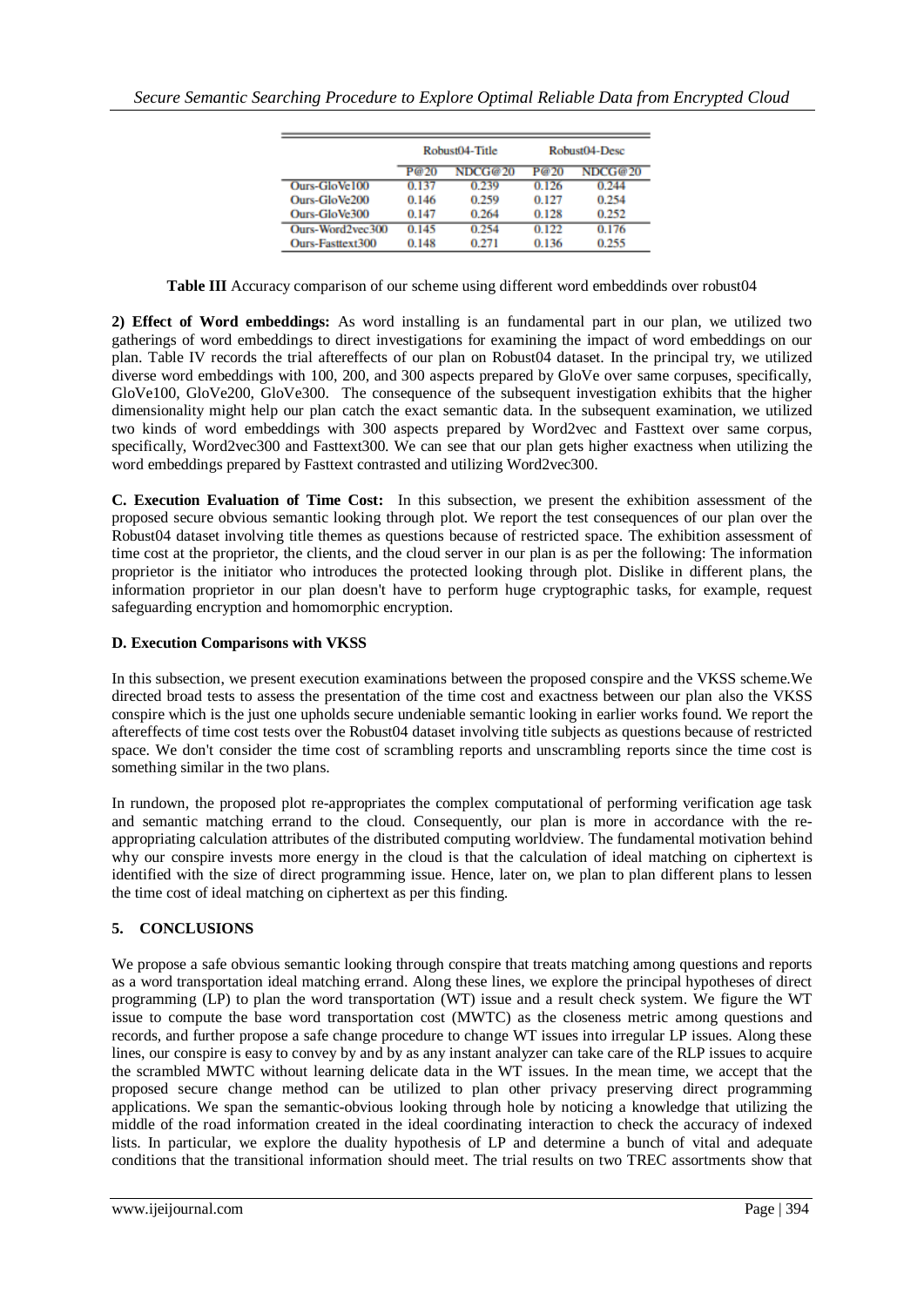| | Robust04-Title | | Robust04-Desc | |
|---|---|---|---|---|
| | P@20 | NDCG@20 | P@20 | NDCG@20 |
| Ours-GloVe100 | 0.137 | 0.239 | 0.126 | 0.244 |
| Ours-GloVe200 | 0.146 | 0.259 | 0.127 | 0.254 |
| Ours-GloVe300 | 0.147 | 0.264 | 0.128 | 0.252 |
| Ours-Word2vec300 | 0.145 | 0.254 | 0.122 | 0.176 |
| Ours-Fasttext300 | 0.148 | 0.271 | 0.136 | 0.255 |

**Table III** Accuracy comparison of our scheme using different word embeddinds over robust04

**2) Effect of Word embeddings:** As word installing is an fundamental part in our plan, we utilized two gatherings of word embeddings to direct investigations for examining the impact of word embeddings on our plan. Table IV records the trial aftereffects of our plan on Robust04 dataset. In the principal try, we utilized diverse word embeddings with 100, 200, and 300 aspects prepared by GloVe over same corpuses, specifically, GloVe100, GloVe200, GloVe300. The consequence of the subsequent investigation exhibits that the higher dimensionality might help our plan catch the exact semantic data. In the subsequent examination, we utilized two kinds of word embeddings with 300 aspects prepared by Word2vec and Fasttext over same corpus, specifically, Word2vec300 and Fasttext300. We can see that our plan gets higher exactness when utilizing the word embeddings prepared by Fasttext contrasted and utilizing Word2vec300.

**C. Execution Evaluation of Time Cost:** In this subsection, we present the exhibition assessment of the proposed secure obvious semantic looking through plot. We report the test consequences of our plan over the Robust04 dataset involving title themes as questions because of restricted space. The exhibition assessment of time cost at the proprietor, the clients, and the cloud server in our plan is as per the following: The information proprietor is the initiator who introduces the protected looking through plot. Dislike in different plans, the information proprietor in our plan doesn't have to perform huge cryptographic tasks, for example, request safeguarding encryption and homomorphic encryption.

**D. Execution Comparisons with VKSS**

In this subsection, we present execution examinations between the proposed conspire and the VKSS scheme.We directed broad tests to assess the presentation of the time cost and exactness between our plan also the VKSS conspire which is the just one upholds secure undeniable semantic looking in earlier works found. We report the aftereffects of time cost tests over the Robust04 dataset involving title subjects as questions because of restricted space. We don't consider the time cost of scrambling reports and unscrambling reports since the time cost is something similar in the two plans.

In rundown, the proposed plot re-appropriates the complex computational of performing verification age task and semantic matching errand to the cloud. Consequently, our plan is more in accordance with the re-appropriating calculation attributes of the distributed computing worldview. The fundamental motivation behind why our conspire invests more energy in the cloud is that the calculation of ideal matching on ciphertext is identified with the size of direct programming issue. Hence, later on, we plan to plan different plans to lessen the time cost of ideal matching on ciphertext as per this finding.

## 5. CONCLUSIONS

We propose a safe obvious semantic looking through conspire that treats matching among questions and reports as a word transportation ideal matching errand. Along these lines, we explore the principal hypotheses of direct programming (LP) to plan the word transportation (WT) issue and a result check system. We figure the WT issue to compute the base word transportation cost (MWTC) as the closeness metric among questions and records, and further propose a safe change procedure to change WT issues into irregular LP issues. Along these lines, our conspire is easy to convey by and by as any instant analyzer can take care of the RLP issues to acquire the scrambled MWTC without learning delicate data in the WT issues. In the mean time, we accept that the proposed secure change method can be utilized to plan other privacy preserving direct programming applications. We span the semantic-obvious looking through hole by noticing a knowledge that utilizing the middle of the road information created in the ideal coordinating interaction to check the accuracy of indexed lists. In particular, we explore the duality hypothesis of LP and determine a bunch of vital and adequate conditions that the transitional information should meet. The trial results on two TREC assortments show that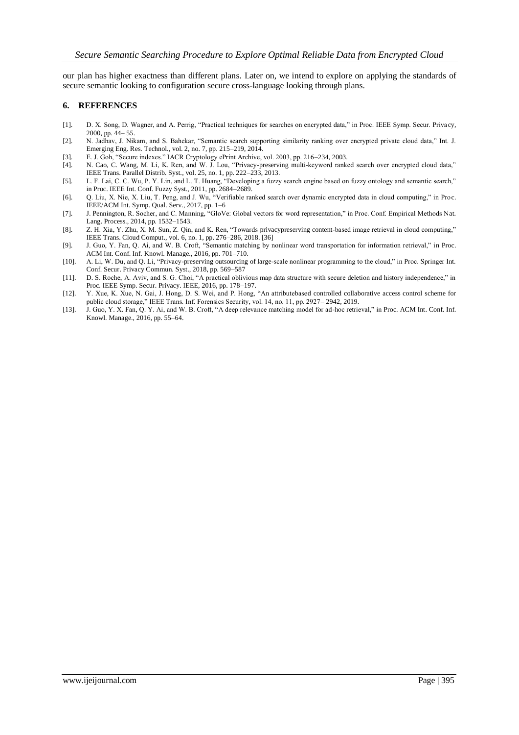our plan has higher exactness than different plans. Later on, we intend to explore on applying the standards of secure semantic looking to configuration secure cross-language looking through plans.

## 6. REFERENCES

[1]. D. X. Song, D. Wagner, and A. Perrig, "Practical techniques for searches on encrypted data," in Proc. IEEE Symp. Secur. Privacy, 2000, pp. 44– 55.

[2]. N. Jadhav, J. Nikam, and S. Bahekar, "Semantic search supporting similarity ranking over encrypted private cloud data," Int. J. Emerging Eng. Res. Technol., vol. 2, no. 7, pp. 215–219, 2014.

[3]. E. J. Goh, "Secure indexes." IACR Cryptology ePrint Archive, vol. 2003, pp. 216–234, 2003.

[4]. N. Cao, C. Wang, M. Li, K. Ren, and W. J. Lou, "Privacy-preserving multi-keyword ranked search over encrypted cloud data," IEEE Trans. Parallel Distrib. Syst., vol. 25, no. 1, pp. 222–233, 2013.

[5]. L. F. Lai, C. C. Wu, P. Y. Lin, and L. T. Huang, "Developing a fuzzy search engine based on fuzzy ontology and semantic search," in Proc. IEEE Int. Conf. Fuzzy Syst., 2011, pp. 2684–2689.

[6]. Q. Liu, X. Nie, X. Liu, T. Peng, and J. Wu, "Verifiable ranked search over dynamic encrypted data in cloud computing," in Proc. IEEE/ACM Int. Symp. Qual. Serv., 2017, pp. 1–6

[7]. J. Pennington, R. Socher, and C. Manning, "GloVe: Global vectors for word representation," in Proc. Conf. Empirical Methods Nat. Lang. Process., 2014, pp. 1532–1543.

[8]. Z. H. Xia, Y. Zhu, X. M. Sun, Z. Qin, and K. Ren, "Towards privacypreserving content-based image retrieval in cloud computing," IEEE Trans. Cloud Comput., vol. 6, no. 1, pp. 276–286, 2018. [36]

[9]. J. Guo, Y. Fan, Q. Ai, and W. B. Croft, "Semantic matching by nonlinear word transportation for information retrieval," in Proc. ACM Int. Conf. Inf. Knowl. Manage., 2016, pp. 701–710.

[10]. A. Li, W. Du, and Q. Li, "Privacy-preserving outsourcing of large-scale nonlinear programming to the cloud," in Proc. Springer Int. Conf. Secur. Privacy Commun. Syst., 2018, pp. 569–587

[11]. D. S. Roche, A. Aviv, and S. G. Choi, "A practical oblivious map data structure with secure deletion and history independence," in Proc. IEEE Symp. Secur. Privacy. IEEE, 2016, pp. 178–197.

[12]. Y. Xue, K. Xue, N. Gai, J. Hong, D. S. Wei, and P. Hong, "An attributebased controlled collaborative access control scheme for public cloud storage," IEEE Trans. Inf. Forensics Security, vol. 14, no. 11, pp. 2927– 2942, 2019.

[13]. J. Guo, Y. X. Fan, Q. Y. Ai, and W. B. Croft, "A deep relevance matching model for ad-hoc retrieval," in Proc. ACM Int. Conf. Inf. Knowl. Manage., 2016, pp. 55–64.